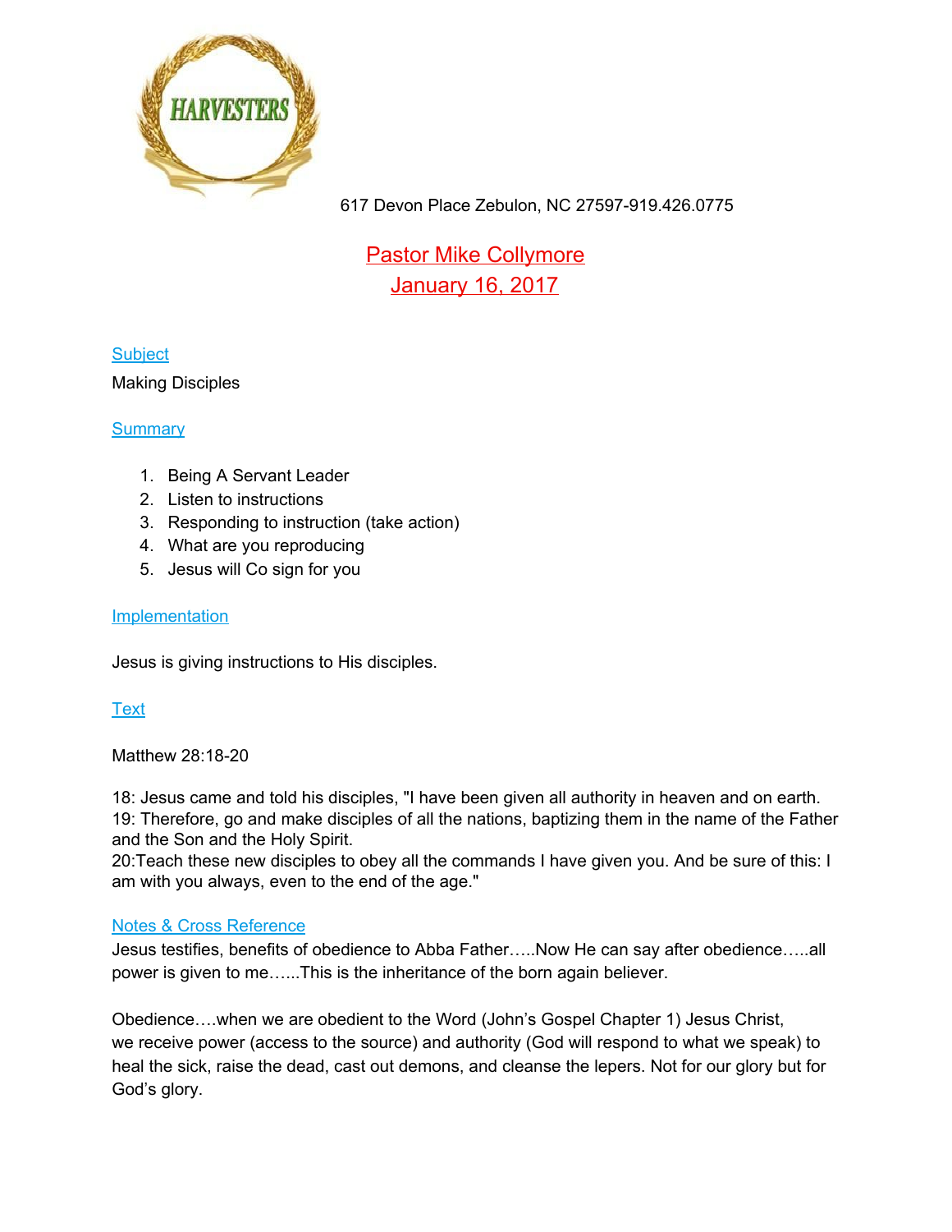HARVESTERS

617 Devon Place Zebulon, NC 27597-919.426.0775

**Pastor Mike Collymore**
**January 16, 2017**

## Subject

Making Disciples

## Summary

1. Being A Servant Leader
2. Listen to instructions
3. Responding to instruction (take action)
4. What are you reproducing
5. Jesus will Co sign for you

## Implementation

Jesus is giving instructions to His disciples.

## Text

Matthew 28:18-20

18: Jesus came and told his disciples, "I have been given all authority in heaven and on earth.
19: Therefore, go and make disciples of all the nations, baptizing them in the name of the Father and the Son and the Holy Spirit.
20:Teach these new disciples to obey all the commands I have given you. And be sure of this: I am with you always, even to the end of the age."

## Notes & Cross Reference

Jesus testifies, benefits of obedience to Abba Father…..Now He can say after obedience…..all power is given to me…...This is the inheritance of the born again believer.

Obedience….when we are obedient to the Word (John's Gospel Chapter 1) Jesus Christ, we receive power (access to the source) and authority (God will respond to what we speak) to heal the sick, raise the dead, cast out demons, and cleanse the lepers. Not for our glory but for God's glory.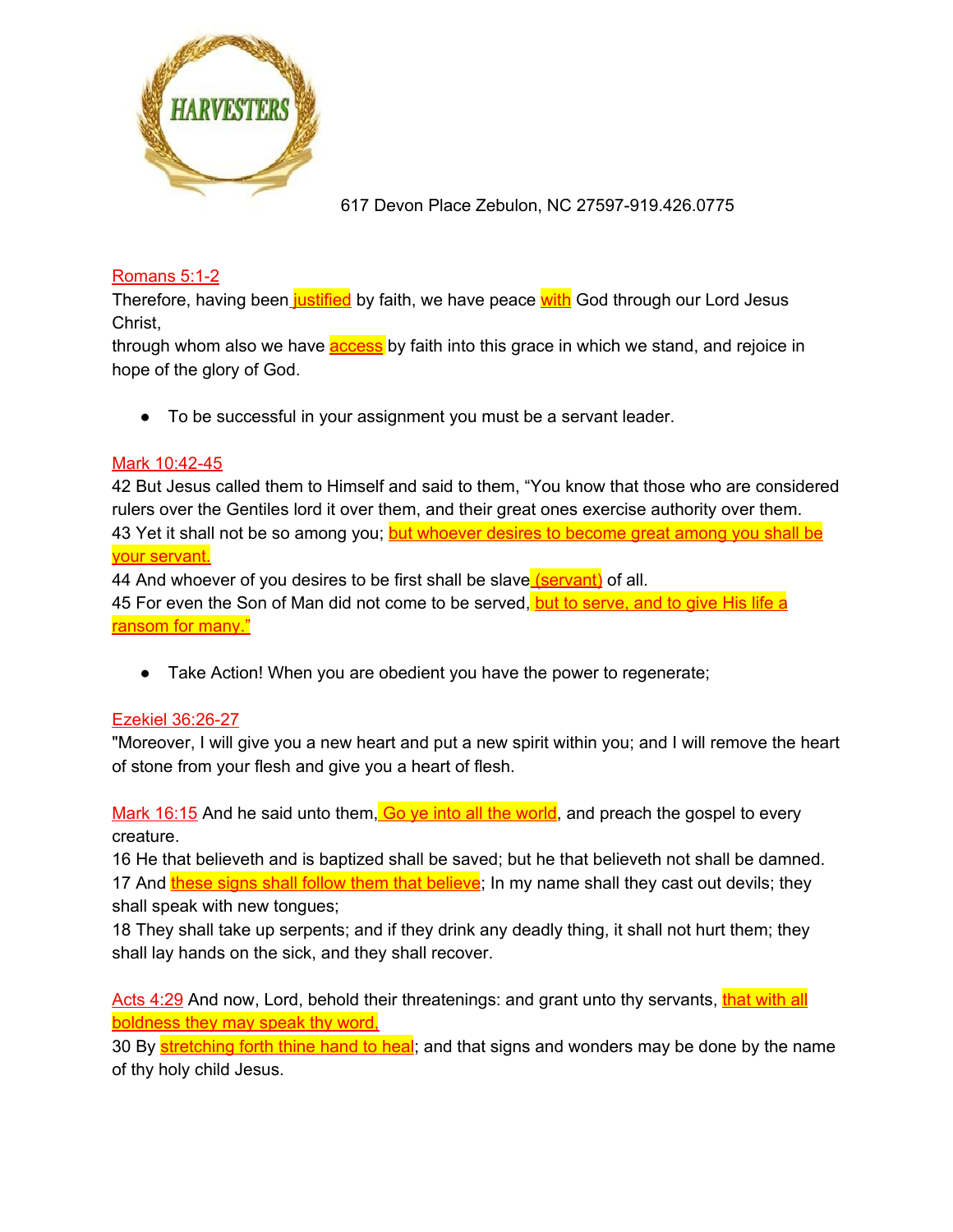617 Devon Place Zebulon, NC 27597-919.426.0775

Romans 5:1-2
Therefore, having been justified by faith, we have peace with God through our Lord Jesus Christ,
through whom also we have access by faith into this grace in which we stand, and rejoice in hope of the glory of God.

- To be successful in your assignment you must be a servant leader.

Mark 10:42-45
42 But Jesus called them to Himself and said to them, "You know that those who are considered rulers over the Gentiles lord it over them, and their great ones exercise authority over them.
43 Yet it shall not be so among you; but whoever desires to become great among you shall be your servant.
44 And whoever of you desires to be first shall be slave (servant) of all.
45 For even the Son of Man did not come to be served, but to serve, and to give His life a ransom for many."

- Take Action! When you are obedient you have the power to regenerate;

Ezekiel 36:26-27
"Moreover, I will give you a new heart and put a new spirit within you; and I will remove the heart of stone from your flesh and give you a heart of flesh.

Mark 16:15 And he said unto them, Go ye into all the world, and preach the gospel to every creature.
16 He that believeth and is baptized shall be saved; but he that believeth not shall be damned.
17 And these signs shall follow them that believe; In my name shall they cast out devils; they shall speak with new tongues;
18 They shall take up serpents; and if they drink any deadly thing, it shall not hurt them; they shall lay hands on the sick, and they shall recover.

Acts 4:29 And now, Lord, behold their threatenings: and grant unto thy servants, that with all boldness they may speak thy word,
30 By stretching forth thine hand to heal; and that signs and wonders may be done by the name of thy holy child Jesus.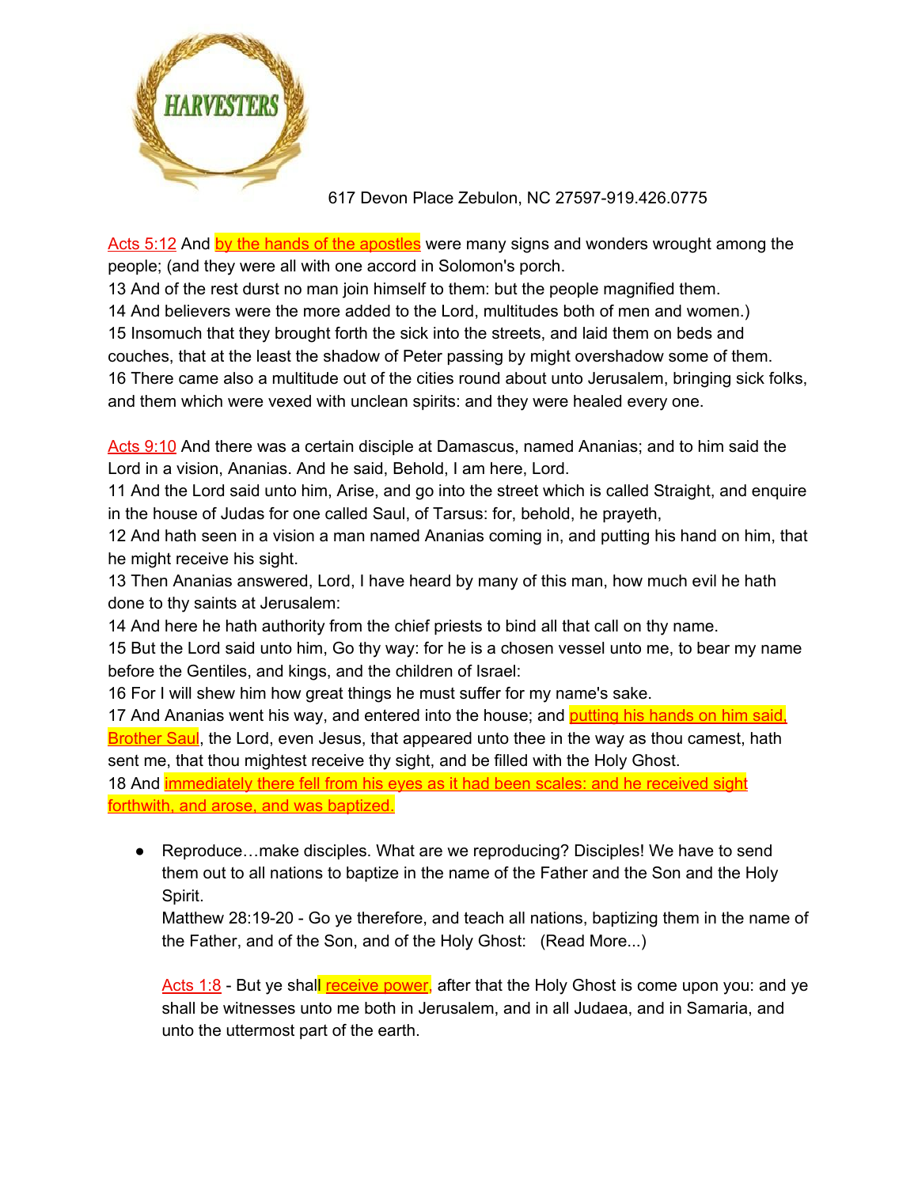617 Devon Place Zebulon, NC 27597-919.426.0775

Acts 5:12 And by the hands of the apostles were many signs and wonders wrought among the people; (and they were all with one accord in Solomon's porch.
13 And of the rest durst no man join himself to them: but the people magnified them.
14 And believers were the more added to the Lord, multitudes both of men and women.)
15 Insomuch that they brought forth the sick into the streets, and laid them on beds and couches, that at the least the shadow of Peter passing by might overshadow some of them.
16 There came also a multitude out of the cities round about unto Jerusalem, bringing sick folks, and them which were vexed with unclean spirits: and they were healed every one.

Acts 9:10 And there was a certain disciple at Damascus, named Ananias; and to him said the Lord in a vision, Ananias. And he said, Behold, I am here, Lord.
11 And the Lord said unto him, Arise, and go into the street which is called Straight, and enquire in the house of Judas for one called Saul, of Tarsus: for, behold, he prayeth,
12 And hath seen in a vision a man named Ananias coming in, and putting his hand on him, that he might receive his sight.
13 Then Ananias answered, Lord, I have heard by many of this man, how much evil he hath done to thy saints at Jerusalem:
14 And here he hath authority from the chief priests to bind all that call on thy name.
15 But the Lord said unto him, Go thy way: for he is a chosen vessel unto me, to bear my name before the Gentiles, and kings, and the children of Israel:
16 For I will shew him how great things he must suffer for my name's sake.
17 And Ananias went his way, and entered into the house; and putting his hands on him said, Brother Saul, the Lord, even Jesus, that appeared unto thee in the way as thou camest, hath sent me, that thou mightest receive thy sight, and be filled with the Holy Ghost.
18 And immediately there fell from his eyes as it had been scales: and he received sight forthwith, and arose, and was baptized.

- Reproduce…make disciples. What are we reproducing? Disciples! We have to send them out to all nations to baptize in the name of the Father and the Son and the Holy Spirit.
  Matthew 28:19-20 - Go ye therefore, and teach all nations, baptizing them in the name of the Father, and of the Son, and of the Holy Ghost: (Read More...)

  Acts 1:8 - But ye shall receive power, after that the Holy Ghost is come upon you: and ye shall be witnesses unto me both in Jerusalem, and in all Judaea, and in Samaria, and unto the uttermost part of the earth.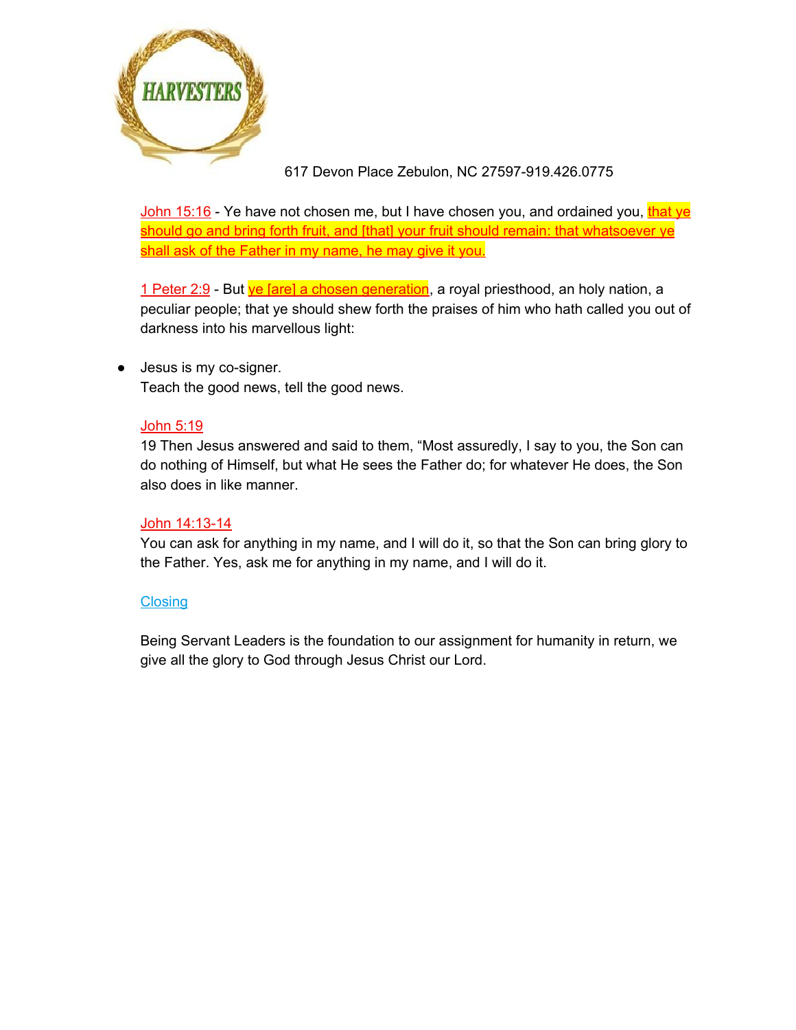617 Devon Place Zebulon, NC 27597-919.426.0775

John 15:16 - Ye have not chosen me, but I have chosen you, and ordained you, that ye should go and bring forth fruit, and [that] your fruit should remain: that whatsoever ye shall ask of the Father in my name, he may give it you.

1 Peter 2:9 - But ye [are] a chosen generation, a royal priesthood, an holy nation, a peculiar people; that ye should shew forth the praises of him who hath called you out of darkness into his marvellous light:

- Jesus is my co-signer.
  Teach the good news, tell the good news.

John 5:19

19 Then Jesus answered and said to them, "Most assuredly, I say to you, the Son can do nothing of Himself, but what He sees the Father do; for whatever He does, the Son also does in like manner.

John 14:13-14

You can ask for anything in my name, and I will do it, so that the Son can bring glory to the Father. Yes, ask me for anything in my name, and I will do it.

Closing

Being Servant Leaders is the foundation to our assignment for humanity in return, we give all the glory to God through Jesus Christ our Lord.